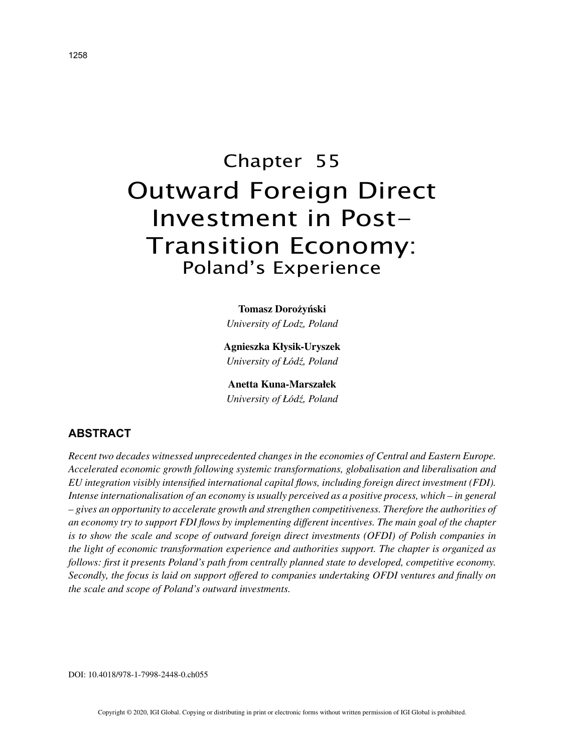# Chapter 55

# Outward Foreign Direct Investment in Post-Transition Economy: Poland's Experience

**Tomasz Dorożyński**
*University of Lodz, Poland*

**Agnieszka Kłysik-Uryszek**
*University of Łódź, Poland*

**Anetta Kuna-Marszałek**
*University of Łódź, Poland*

## ABSTRACT

*Recent two decades witnessed unprecedented changes in the economies of Central and Eastern Europe. Accelerated economic growth following systemic transformations, globalisation and liberalisation and EU integration visibly intensified international capital flows, including foreign direct investment (FDI). Intense internationalisation of an economy is usually perceived as a positive process, which – in general – gives an opportunity to accelerate growth and strengthen competitiveness. Therefore the authorities of an economy try to support FDI flows by implementing different incentives. The main goal of the chapter is to show the scale and scope of outward foreign direct investments (OFDI) of Polish companies in the light of economic transformation experience and authorities support. The chapter is organized as follows: first it presents Poland's path from centrally planned state to developed, competitive economy. Secondly, the focus is laid on support offered to companies undertaking OFDI ventures and finally on the scale and scope of Poland's outward investments.*

DOI: 10.4018/978-1-7998-2448-0.ch055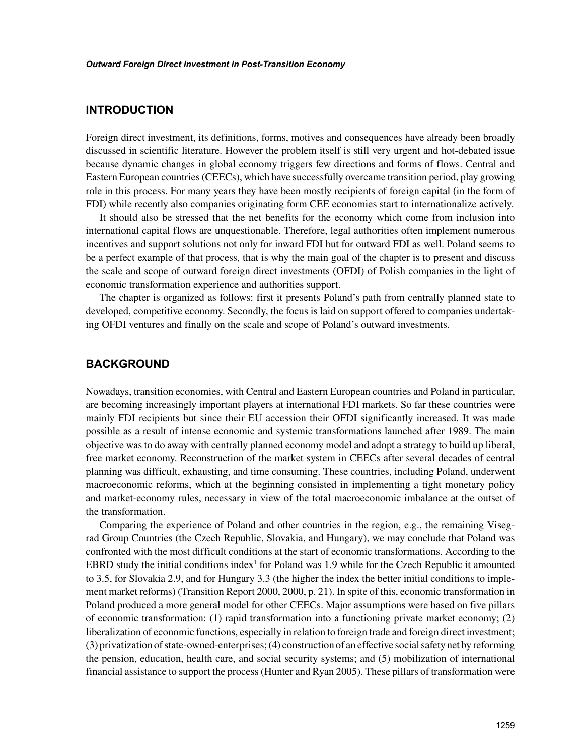## INTRODUCTION

Foreign direct investment, its definitions, forms, motives and consequences have already been broadly discussed in scientific literature. However the problem itself is still very urgent and hot-debated issue because dynamic changes in global economy triggers few directions and forms of flows. Central and Eastern European countries (CEECs), which have successfully overcame transition period, play growing role in this process. For many years they have been mostly recipients of foreign capital (in the form of FDI) while recently also companies originating form CEE economies start to internationalize actively.

It should also be stressed that the net benefits for the economy which come from inclusion into international capital flows are unquestionable. Therefore, legal authorities often implement numerous incentives and support solutions not only for inward FDI but for outward FDI as well. Poland seems to be a perfect example of that process, that is why the main goal of the chapter is to present and discuss the scale and scope of outward foreign direct investments (OFDI) of Polish companies in the light of economic transformation experience and authorities support.

The chapter is organized as follows: first it presents Poland's path from centrally planned state to developed, competitive economy. Secondly, the focus is laid on support offered to companies undertaking OFDI ventures and finally on the scale and scope of Poland's outward investments.

## BACKGROUND

Nowadays, transition economies, with Central and Eastern European countries and Poland in particular, are becoming increasingly important players at international FDI markets. So far these countries were mainly FDI recipients but since their EU accession their OFDI significantly increased. It was made possible as a result of intense economic and systemic transformations launched after 1989. The main objective was to do away with centrally planned economy model and adopt a strategy to build up liberal, free market economy. Reconstruction of the market system in CEECs after several decades of central planning was difficult, exhausting, and time consuming. These countries, including Poland, underwent macroeconomic reforms, which at the beginning consisted in implementing a tight monetary policy and market-economy rules, necessary in view of the total macroeconomic imbalance at the outset of the transformation.

Comparing the experience of Poland and other countries in the region, e.g., the remaining Visegrad Group Countries (the Czech Republic, Slovakia, and Hungary), we may conclude that Poland was confronted with the most difficult conditions at the start of economic transformations. According to the EBRD study the initial conditions index[1] for Poland was 1.9 while for the Czech Republic it amounted to 3.5, for Slovakia 2.9, and for Hungary 3.3 (the higher the index the better initial conditions to implement market reforms) (Transition Report 2000, 2000, p. 21). In spite of this, economic transformation in Poland produced a more general model for other CEECs. Major assumptions were based on five pillars of economic transformation: (1) rapid transformation into a functioning private market economy; (2) liberalization of economic functions, especially in relation to foreign trade and foreign direct investment; (3) privatization of state-owned-enterprises; (4) construction of an effective social safety net by reforming the pension, education, health care, and social security systems; and (5) mobilization of international financial assistance to support the process (Hunter and Ryan 2005). These pillars of transformation were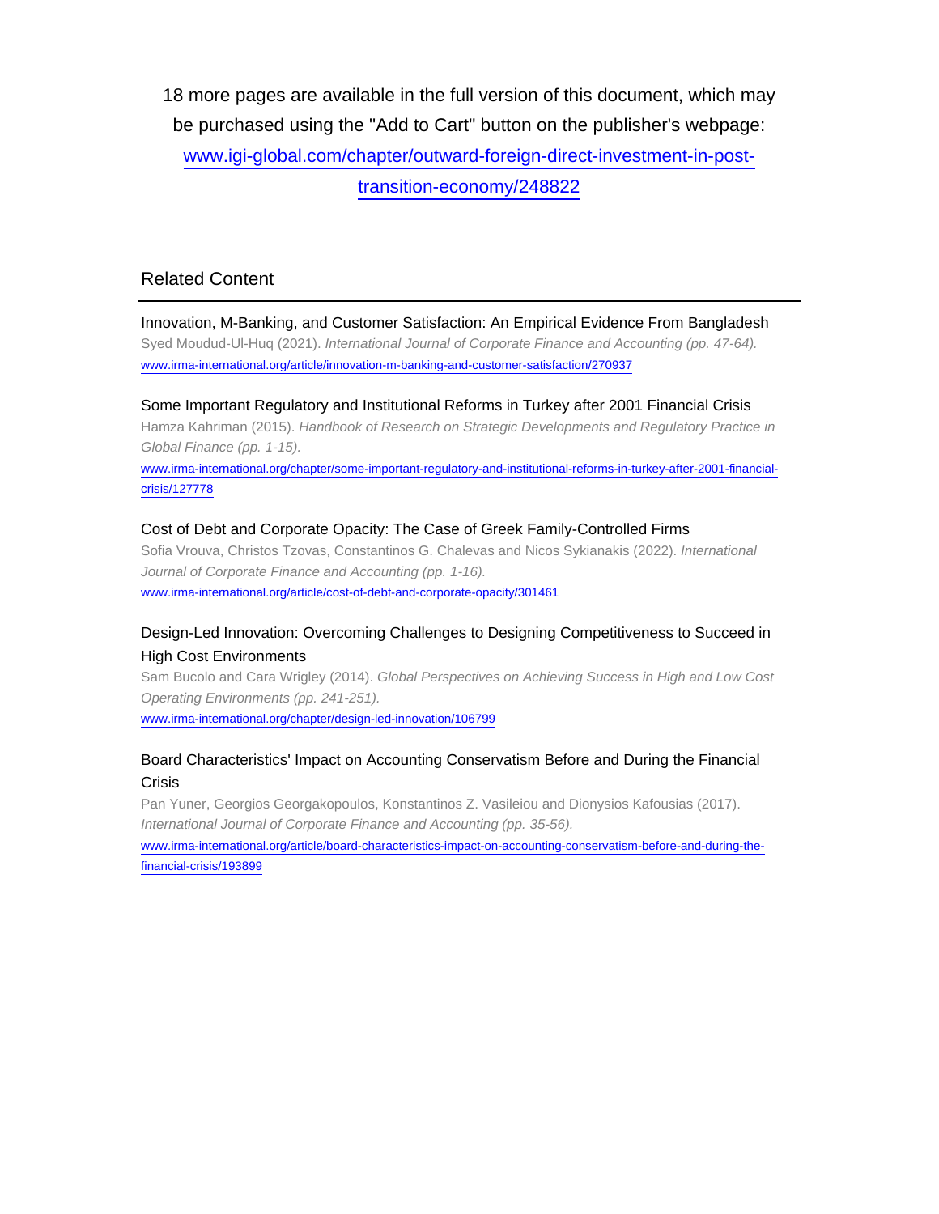18 more pages are available in the full version of this document, which may be purchased using the "Add to Cart" button on the publisher's webpage: www.igi-global.com/chapter/outward-foreign-direct-investment-in-post-transition-economy/248822

## Related Content

Innovation, M-Banking, and Customer Satisfaction: An Empirical Evidence From Bangladesh
Syed Moudud-Ul-Huq (2021). *International Journal of Corporate Finance and Accounting (pp. 47-64).*
www.irma-international.org/article/innovation-m-banking-and-customer-satisfaction/270937

Some Important Regulatory and Institutional Reforms in Turkey after 2001 Financial Crisis
Hamza Kahriman (2015). *Handbook of Research on Strategic Developments and Regulatory Practice in Global Finance (pp. 1-15).*
www.irma-international.org/chapter/some-important-regulatory-and-institutional-reforms-in-turkey-after-2001-financial-crisis/127778

Cost of Debt and Corporate Opacity: The Case of Greek Family-Controlled Firms
Sofia Vrouva, Christos Tzovas, Constantinos G. Chalevas and Nicos Sykianakis (2022). *International Journal of Corporate Finance and Accounting (pp. 1-16).*
www.irma-international.org/article/cost-of-debt-and-corporate-opacity/301461

Design-Led Innovation: Overcoming Challenges to Designing Competitiveness to Succeed in High Cost Environments
Sam Bucolo and Cara Wrigley (2014). *Global Perspectives on Achieving Success in High and Low Cost Operating Environments (pp. 241-251).*
www.irma-international.org/chapter/design-led-innovation/106799

Board Characteristics' Impact on Accounting Conservatism Before and During the Financial Crisis
Pan Yuner, Georgios Georgakopoulos, Konstantinos Z. Vasileiou and Dionysios Kafousias (2017). *International Journal of Corporate Finance and Accounting (pp. 35-56).*
www.irma-international.org/article/board-characteristics-impact-on-accounting-conservatism-before-and-during-the-financial-crisis/193899